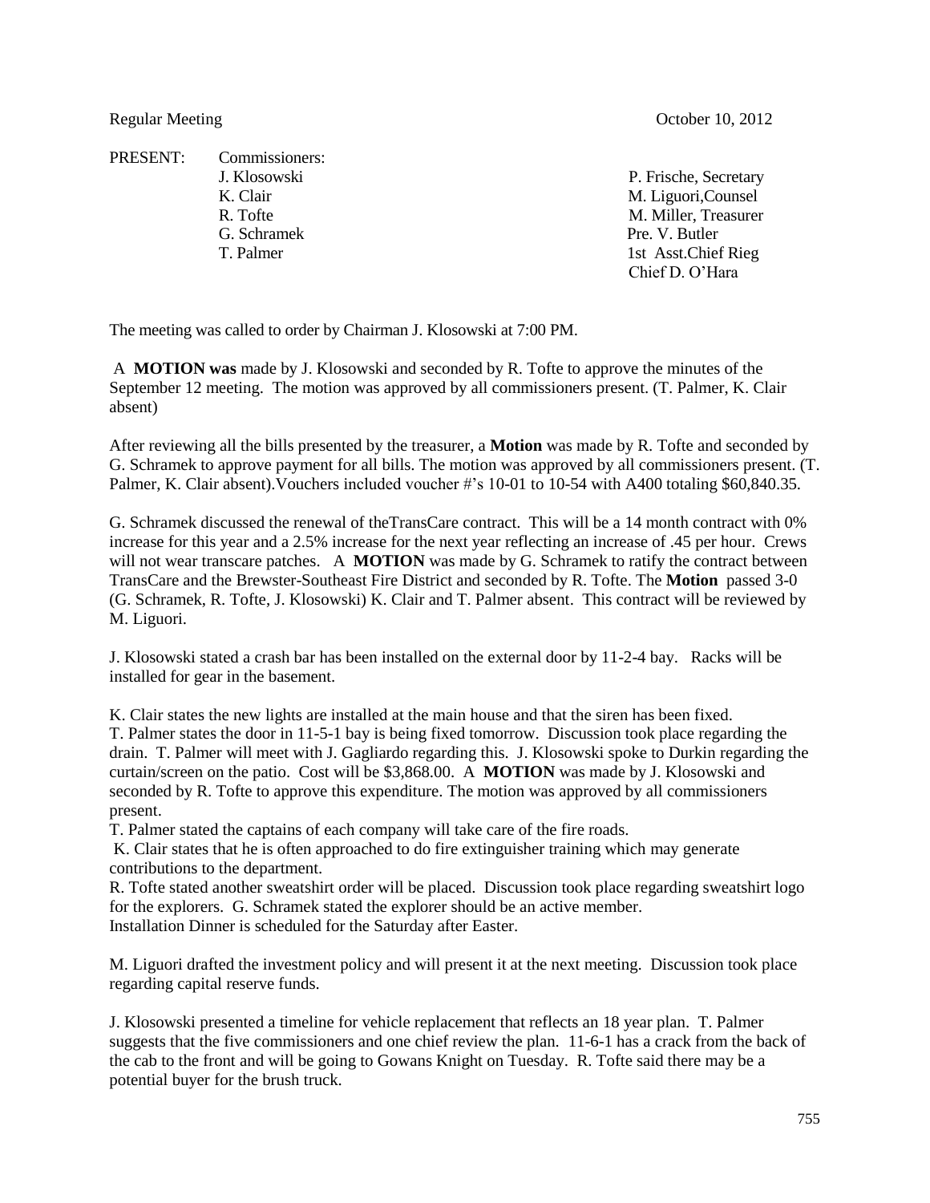Regular Meeting October 10, 2012

PRESENT: Commissioners:

| | |
|---|---|
| J. Klosowski | P. Frische, Secretary |
| K. Clair | M. Liguori,Counsel |
| R. Tofte | M. Miller, Treasurer |
| G. Schramek | Pre. V. Butler |
| T. Palmer | 1st Asst.Chief Rieg |
| | Chief D. O'Hara |

The meeting was called to order by Chairman J. Klosowski at 7:00 PM.

A **MOTION was** made by J. Klosowski and seconded by R. Tofte to approve the minutes of the September 12 meeting. The motion was approved by all commissioners present. (T. Palmer, K. Clair absent)

After reviewing all the bills presented by the treasurer, a **Motion** was made by R. Tofte and seconded by G. Schramek to approve payment for all bills. The motion was approved by all commissioners present. (T. Palmer, K. Clair absent).Vouchers included voucher #'s 10-01 to 10-54 with A400 totaling $60,840.35.

G. Schramek discussed the renewal of theTransCare contract. This will be a 14 month contract with 0% increase for this year and a 2.5% increase for the next year reflecting an increase of .45 per hour. Crews will not wear transcare patches. A **MOTION** was made by G. Schramek to ratify the contract between TransCare and the Brewster-Southeast Fire District and seconded by R. Tofte. The **Motion** passed 3-0 (G. Schramek, R. Tofte, J. Klosowski) K. Clair and T. Palmer absent. This contract will be reviewed by M. Liguori.

J. Klosowski stated a crash bar has been installed on the external door by 11-2-4 bay. Racks will be installed for gear in the basement.

K. Clair states the new lights are installed at the main house and that the siren has been fixed.
T. Palmer states the door in 11-5-1 bay is being fixed tomorrow. Discussion took place regarding the drain. T. Palmer will meet with J. Gagliardo regarding this. J. Klosowski spoke to Durkin regarding the curtain/screen on the patio. Cost will be $3,868.00. A **MOTION** was made by J. Klosowski and seconded by R. Tofte to approve this expenditure. The motion was approved by all commissioners present.
T. Palmer stated the captains of each company will take care of the fire roads.
K. Clair states that he is often approached to do fire extinguisher training which may generate contributions to the department.
R. Tofte stated another sweatshirt order will be placed. Discussion took place regarding sweatshirt logo for the explorers. G. Schramek stated the explorer should be an active member.
Installation Dinner is scheduled for the Saturday after Easter.

M. Liguori drafted the investment policy and will present it at the next meeting. Discussion took place regarding capital reserve funds.

J. Klosowski presented a timeline for vehicle replacement that reflects an 18 year plan. T. Palmer suggests that the five commissioners and one chief review the plan. 11-6-1 has a crack from the back of the cab to the front and will be going to Gowans Knight on Tuesday. R. Tofte said there may be a potential buyer for the brush truck.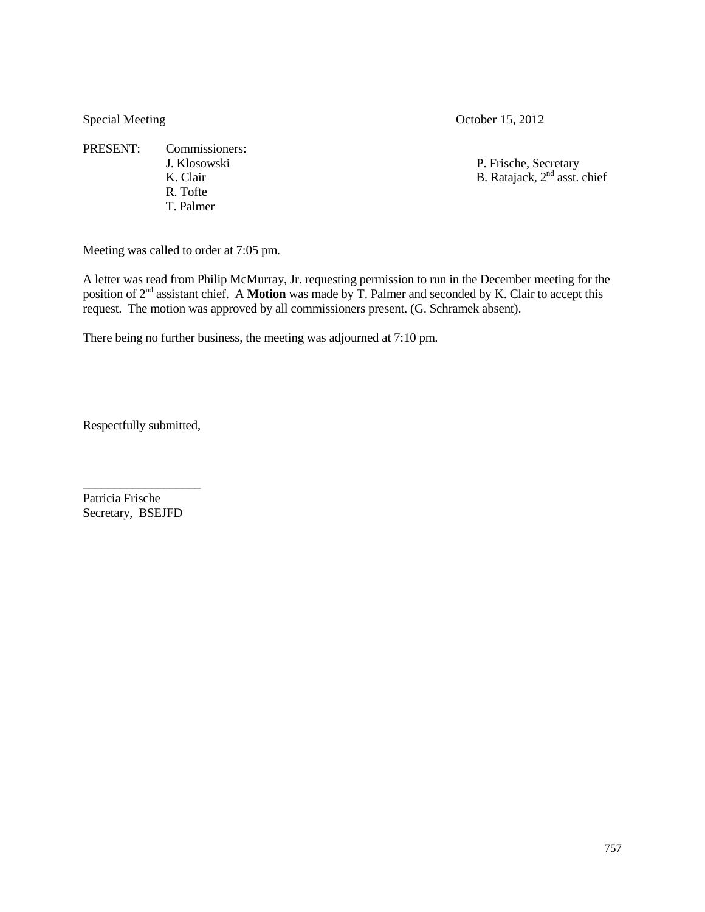Special Meeting October 15, 2012

PRESENT: Commissioners:
J. Klosowski
K. Clair
R. Tofte
T. Palmer

P. Frische, Secretary
B. Ratajack, 2nd asst. chief

Meeting was called to order at 7:05 pm.

A letter was read from Philip McMurray, Jr. requesting permission to run in the December meeting for the position of 2nd assistant chief. A **Motion** was made by T. Palmer and seconded by K. Clair to accept this request. The motion was approved by all commissioners present. (G. Schramek absent).

There being no further business, the meeting was adjourned at 7:10 pm.

Respectfully submitted,

Patricia Frische
Secretary, BSEJFD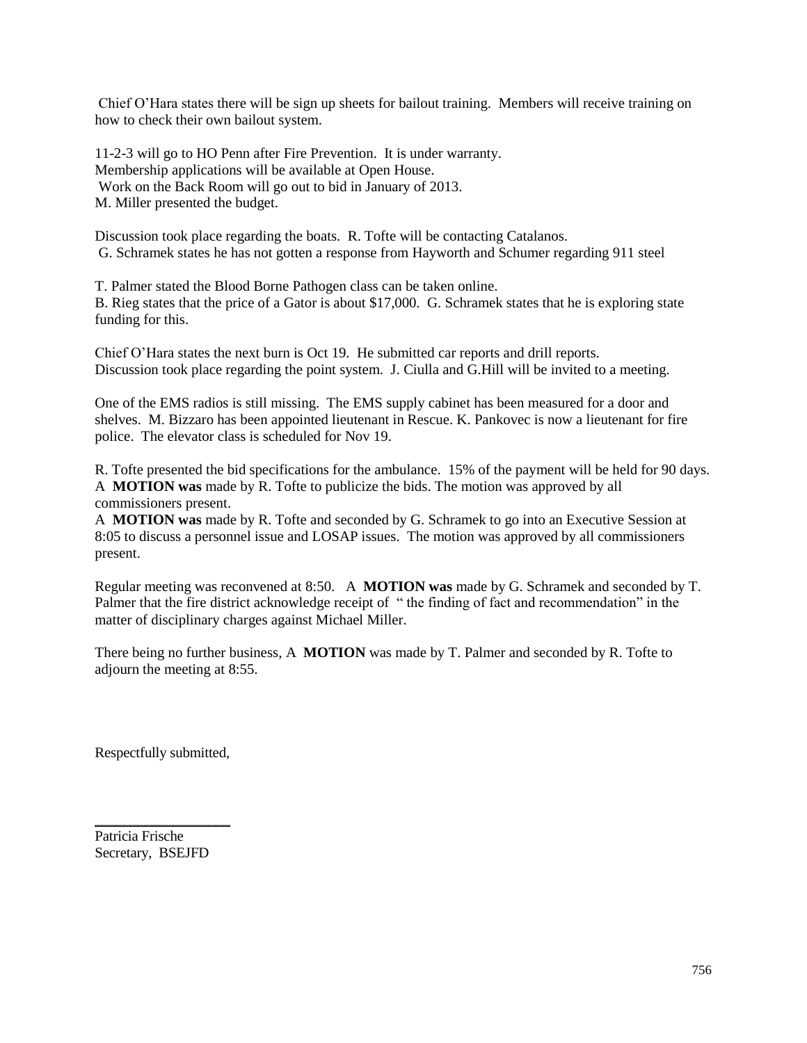Chief O'Hara states there will be sign up sheets for bailout training. Members will receive training on how to check their own bailout system.

11-2-3 will go to HO Penn after Fire Prevention. It is under warranty.
Membership applications will be available at Open House.
Work on the Back Room will go out to bid in January of 2013.
M. Miller presented the budget.

Discussion took place regarding the boats. R. Tofte will be contacting Catalanos.
G. Schramek states he has not gotten a response from Hayworth and Schumer regarding 911 steel

T. Palmer stated the Blood Borne Pathogen class can be taken online.
B. Rieg states that the price of a Gator is about $17,000. G. Schramek states that he is exploring state funding for this.

Chief O'Hara states the next burn is Oct 19. He submitted car reports and drill reports.
Discussion took place regarding the point system. J. Ciulla and G.Hill will be invited to a meeting.

One of the EMS radios is still missing. The EMS supply cabinet has been measured for a door and shelves. M. Bizzaro has been appointed lieutenant in Rescue. K. Pankovec is now a lieutenant for fire police. The elevator class is scheduled for Nov 19.

R. Tofte presented the bid specifications for the ambulance. 15% of the payment will be held for 90 days.
A **MOTION was** made by R. Tofte to publicize the bids. The motion was approved by all commissioners present.
A **MOTION was** made by R. Tofte and seconded by G. Schramek to go into an Executive Session at 8:05 to discuss a personnel issue and LOSAP issues. The motion was approved by all commissioners present.

Regular meeting was reconvened at 8:50. A **MOTION was** made by G. Schramek and seconded by T. Palmer that the fire district acknowledge receipt of " the finding of fact and recommendation" in the matter of disciplinary charges against Michael Miller.

There being no further business, A **MOTION** was made by T. Palmer and seconded by R. Tofte to adjourn the meeting at 8:55.

Respectfully submitted,

\_\_\_\_\_\_\_\_\_\_\_\_\_\_\_\_\_\_\_

Patricia Frische
Secretary, BSEJFD